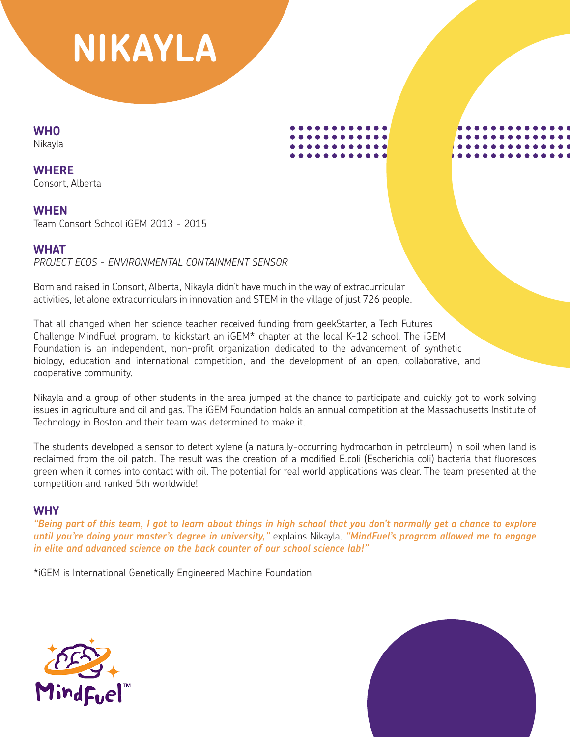# NIKAYLA

**WHO**
Nikayla

**WHERE**
Consort, Alberta

**WHEN**
Team Consort School iGEM 2013 - 2015

**WHAT**
*PROJECT ECOS - ENVIRONMENTAL CONTAINMENT SENSOR*

Born and raised in Consort, Alberta, Nikayla didn't have much in the way of extracurricular activities, let alone extracurriculars in innovation and STEM in the village of just 726 people.

That all changed when her science teacher received funding from geekStarter, a Tech Futures Challenge MindFuel program, to kickstart an iGEM* chapter at the local K-12 school. The iGEM Foundation is an independent, non-profit organization dedicated to the advancement of synthetic biology, education and international competition, and the development of an open, collaborative, and cooperative community.

Nikayla and a group of other students in the area jumped at the chance to participate and quickly got to work solving issues in agriculture and oil and gas. The iGEM Foundation holds an annual competition at the Massachusetts Institute of Technology in Boston and their team was determined to make it.

The students developed a sensor to detect xylene (a naturally-occurring hydrocarbon in petroleum) in soil when land is reclaimed from the oil patch. The result was the creation of a modified E.coli (Escherichia coli) bacteria that fluoresces green when it comes into contact with oil. The potential for real world applications was clear. The team presented at the competition and ranked 5th worldwide!

**WHY**
***"Being part of this team, I got to learn about things in high school that you don't normally get a chance to explore until you're doing your master's degree in university,"*** explains Nikayla. ***"MindFuel's program allowed me to engage in elite and advanced science on the back counter of our school science lab!"***

*iGEM is International Genetically Engineered Machine Foundation

MindFuel™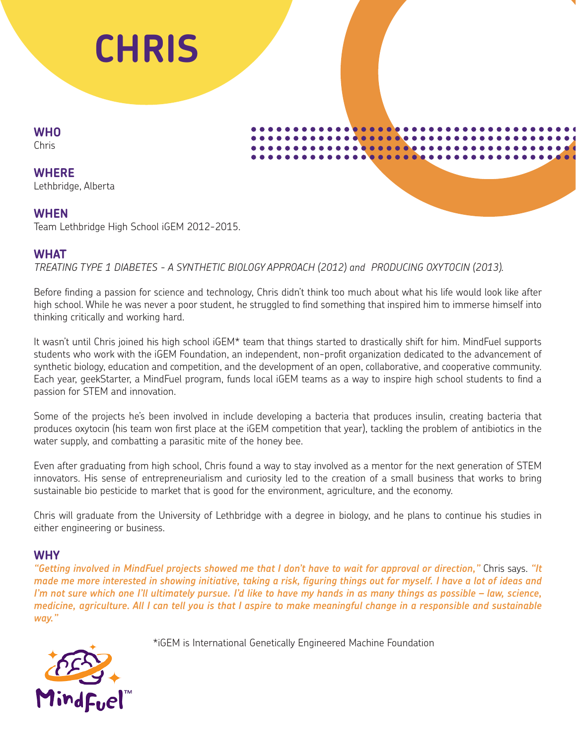# CHRIS

## WHO

Chris

## WHERE

Lethbridge, Alberta

## WHEN

Team Lethbridge High School iGEM 2012-2015.

## WHAT

*TREATING TYPE 1 DIABETES - A SYNTHETIC BIOLOGY APPROACH (2012) and PRODUCING OXYTOCIN (2013).*

Before finding a passion for science and technology, Chris didn't think too much about what his life would look like after high school. While he was never a poor student, he struggled to find something that inspired him to immerse himself into thinking critically and working hard.

It wasn't until Chris joined his high school iGEM* team that things started to drastically shift for him. MindFuel supports students who work with the iGEM Foundation, an independent, non-profit organization dedicated to the advancement of synthetic biology, education and competition, and the development of an open, collaborative, and cooperative community. Each year, geekStarter, a MindFuel program, funds local iGEM teams as a way to inspire high school students to find a passion for STEM and innovation.

Some of the projects he's been involved in include developing a bacteria that produces insulin, creating bacteria that produces oxytocin (his team won first place at the iGEM competition that year), tackling the problem of antibiotics in the water supply, and combatting a parasitic mite of the honey bee.

Even after graduating from high school, Chris found a way to stay involved as a mentor for the next generation of STEM innovators. His sense of entrepreneurialism and curiosity led to the creation of a small business that works to bring sustainable bio pesticide to market that is good for the environment, agriculture, and the economy.

Chris will graduate from the University of Lethbridge with a degree in biology, and he plans to continue his studies in either engineering or business.

## WHY

***"Getting involved in MindFuel projects showed me that I don't have to wait for approval or direction,"*** Chris says. ***"It made me more interested in showing initiative, taking a risk, figuring things out for myself. I have a lot of ideas and I'm not sure which one I'll ultimately pursue. I'd like to have my hands in as many things as possible – law, science, medicine, agriculture. All I can tell you is that I aspire to make meaningful change in a responsible and sustainable way."***

*iGEM is International Genetically Engineered Machine Foundation

MindFuel™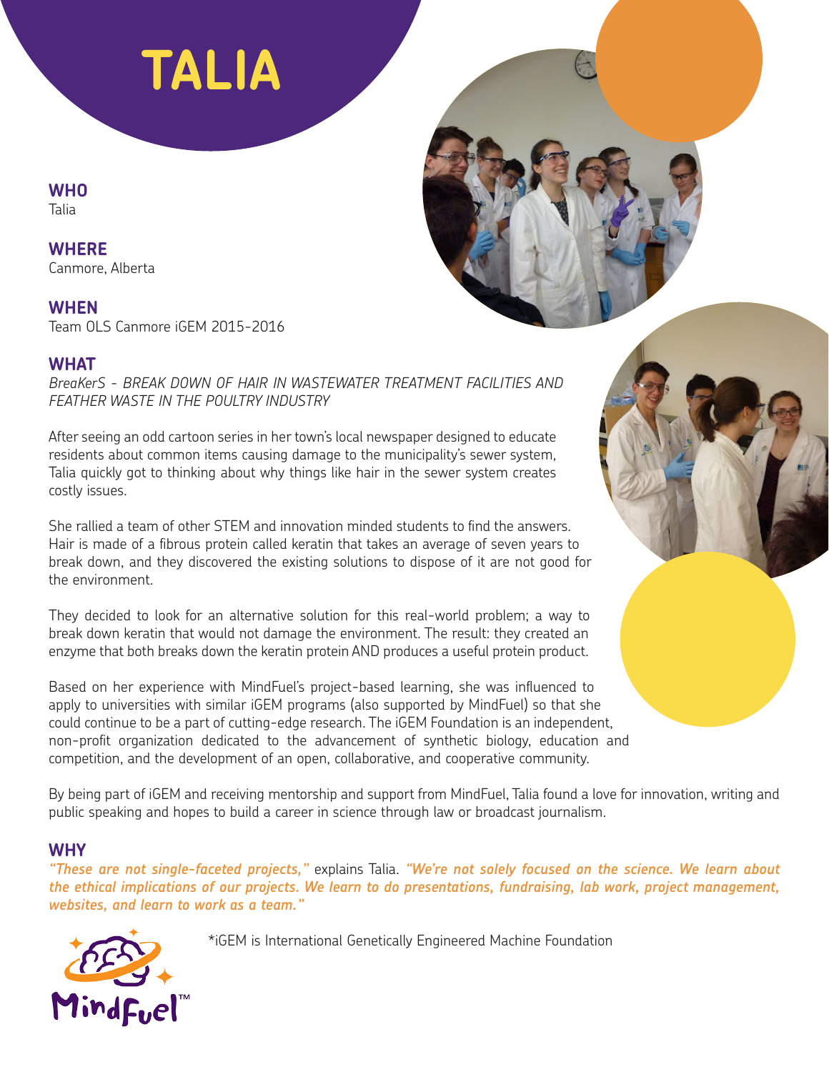# TALIA

## WHO
Talia

## WHERE
Canmore, Alberta

## WHEN
Team OLS Canmore iGEM 2015-2016

## WHAT
*BreaKerS - BREAK DOWN OF HAIR IN WASTEWATER TREATMENT FACILITIES AND FEATHER WASTE IN THE POULTRY INDUSTRY*

After seeing an odd cartoon series in her town's local newspaper designed to educate residents about common items causing damage to the municipality's sewer system, Talia quickly got to thinking about why things like hair in the sewer system creates costly issues.

She rallied a team of other STEM and innovation minded students to find the answers. Hair is made of a fibrous protein called keratin that takes an average of seven years to break down, and they discovered the existing solutions to dispose of it are not good for the environment.

They decided to look for an alternative solution for this real-world problem; a way to break down keratin that would not damage the environment. The result: they created an enzyme that both breaks down the keratin protein AND produces a useful protein product.

Based on her experience with MindFuel's project-based learning, she was influenced to apply to universities with similar iGEM programs (also supported by MindFuel) so that she could continue to be a part of cutting-edge research. The iGEM Foundation is an independent, non-profit organization dedicated to the advancement of synthetic biology, education and competition, and the development of an open, collaborative, and cooperative community.

By being part of iGEM and receiving mentorship and support from MindFuel, Talia found a love for innovation, writing and public speaking and hopes to build a career in science through law or broadcast journalism.

## WHY
***"These are not single-faceted projects,"*** explains Talia. ***"We're not solely focused on the science. We learn about the ethical implications of our projects. We learn to do presentations, fundraising, lab work, project management, websites, and learn to work as a team."***

*iGEM is International Genetically Engineered Machine Foundation

MindFuel™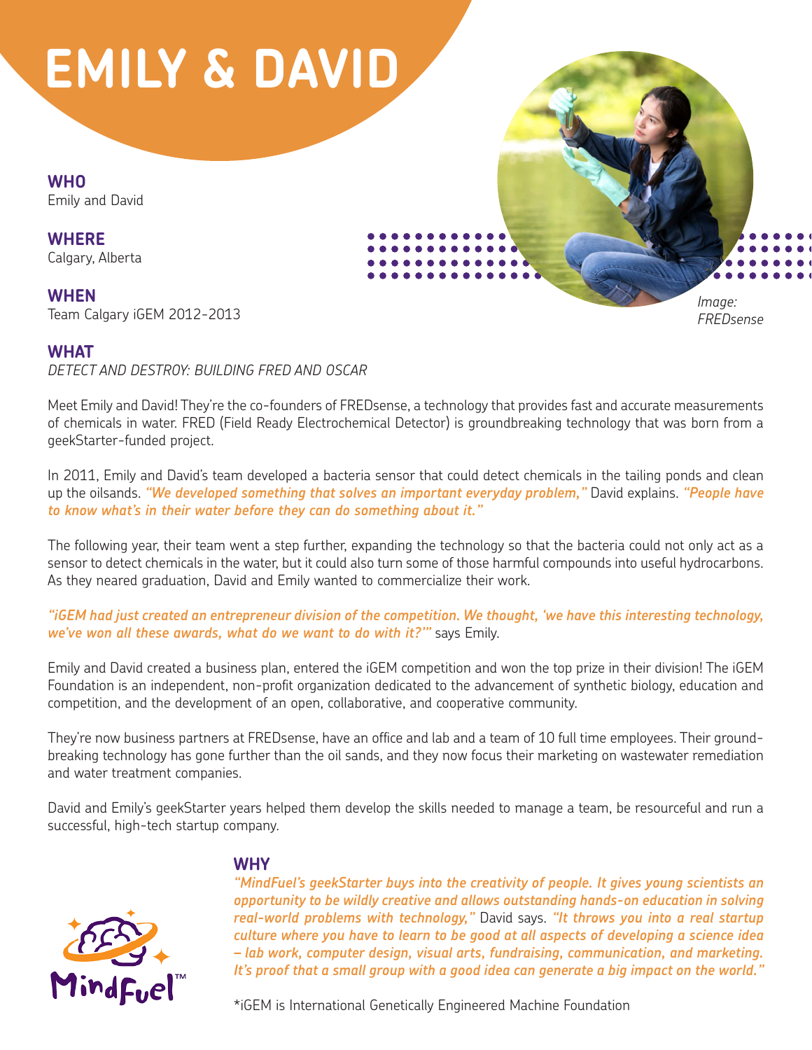# EMILY & DAVID

**WHO**
Emily and David

**WHERE**
Calgary, Alberta

**WHEN**
Team Calgary iGEM 2012-2013

*Image: FREDsense*

**WHAT**
*DETECT AND DESTROY: BUILDING FRED AND OSCAR*

Meet Emily and David! They're the co-founders of FREDsense, a technology that provides fast and accurate measurements of chemicals in water. FRED (Field Ready Electrochemical Detector) is groundbreaking technology that was born from a geekStarter-funded project.

In 2011, Emily and David's team developed a bacteria sensor that could detect chemicals in the tailing ponds and clean up the oilsands. ***"We developed something that solves an important everyday problem,"*** David explains. ***"People have to know what's in their water before they can do something about it."***

The following year, their team went a step further, expanding the technology so that the bacteria could not only act as a sensor to detect chemicals in the water, but it could also turn some of those harmful compounds into useful hydrocarbons. As they neared graduation, David and Emily wanted to commercialize their work.

***"iGEM had just created an entrepreneur division of the competition. We thought, 'we have this interesting technology, we've won all these awards, what do we want to do with it?'"*** says Emily.

Emily and David created a business plan, entered the iGEM competition and won the top prize in their division! The iGEM Foundation is an independent, non-profit organization dedicated to the advancement of synthetic biology, education and competition, and the development of an open, collaborative, and cooperative community.

They're now business partners at FREDsense, have an office and lab and a team of 10 full time employees. Their ground-breaking technology has gone further than the oil sands, and they now focus their marketing on wastewater remediation and water treatment companies.

David and Emily's geekStarter years helped them develop the skills needed to manage a team, be resourceful and run a successful, high-tech startup company.

**WHY**
***"MindFuel's geekStarter buys into the creativity of people. It gives young scientists an opportunity to be wildly creative and allows outstanding hands-on education in solving real-world problems with technology,"*** David says. ***"It throws you into a real startup culture where you have to learn to be good at all aspects of developing a science idea – lab work, computer design, visual arts, fundraising, communication, and marketing. It's proof that a small group with a good idea can generate a big impact on the world."***

MindFuel™

*iGEM is International Genetically Engineered Machine Foundation